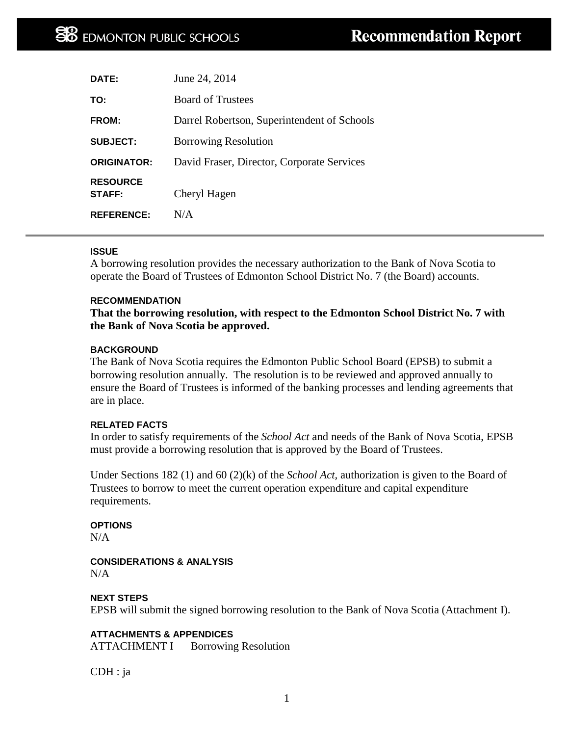EDMONTON PUBLIC SCHOOLS

# Recommendation Report

| | |
|---|---|
| **DATE:** | June 24, 2014 |
| **TO:** | Board of Trustees |
| **FROM:** | Darrel Robertson, Superintendent of Schools |
| **SUBJECT:** | Borrowing Resolution |
| **ORIGINATOR:** | David Fraser, Director, Corporate Services |
| **RESOURCE STAFF:** | Cheryl Hagen |
| **REFERENCE:** | N/A |

---

**ISSUE**

A borrowing resolution provides the necessary authorization to the Bank of Nova Scotia to operate the Board of Trustees of Edmonton School District No. 7 (the Board) accounts.

**RECOMMENDATION**

**That the borrowing resolution, with respect to the Edmonton School District No. 7 with the Bank of Nova Scotia be approved.**

**BACKGROUND**

The Bank of Nova Scotia requires the Edmonton Public School Board (EPSB) to submit a borrowing resolution annually. The resolution is to be reviewed and approved annually to ensure the Board of Trustees is informed of the banking processes and lending agreements that are in place.

**RELATED FACTS**

In order to satisfy requirements of the *School Act* and needs of the Bank of Nova Scotia, EPSB must provide a borrowing resolution that is approved by the Board of Trustees.

Under Sections 182 (1) and 60 (2)(k) of the *School Act*, authorization is given to the Board of Trustees to borrow to meet the current operation expenditure and capital expenditure requirements.

**OPTIONS**

N/A

**CONSIDERATIONS & ANALYSIS**

N/A

**NEXT STEPS**

EPSB will submit the signed borrowing resolution to the Bank of Nova Scotia (Attachment I).

**ATTACHMENTS & APPENDICES**

ATTACHMENT I Borrowing Resolution

CDH : ja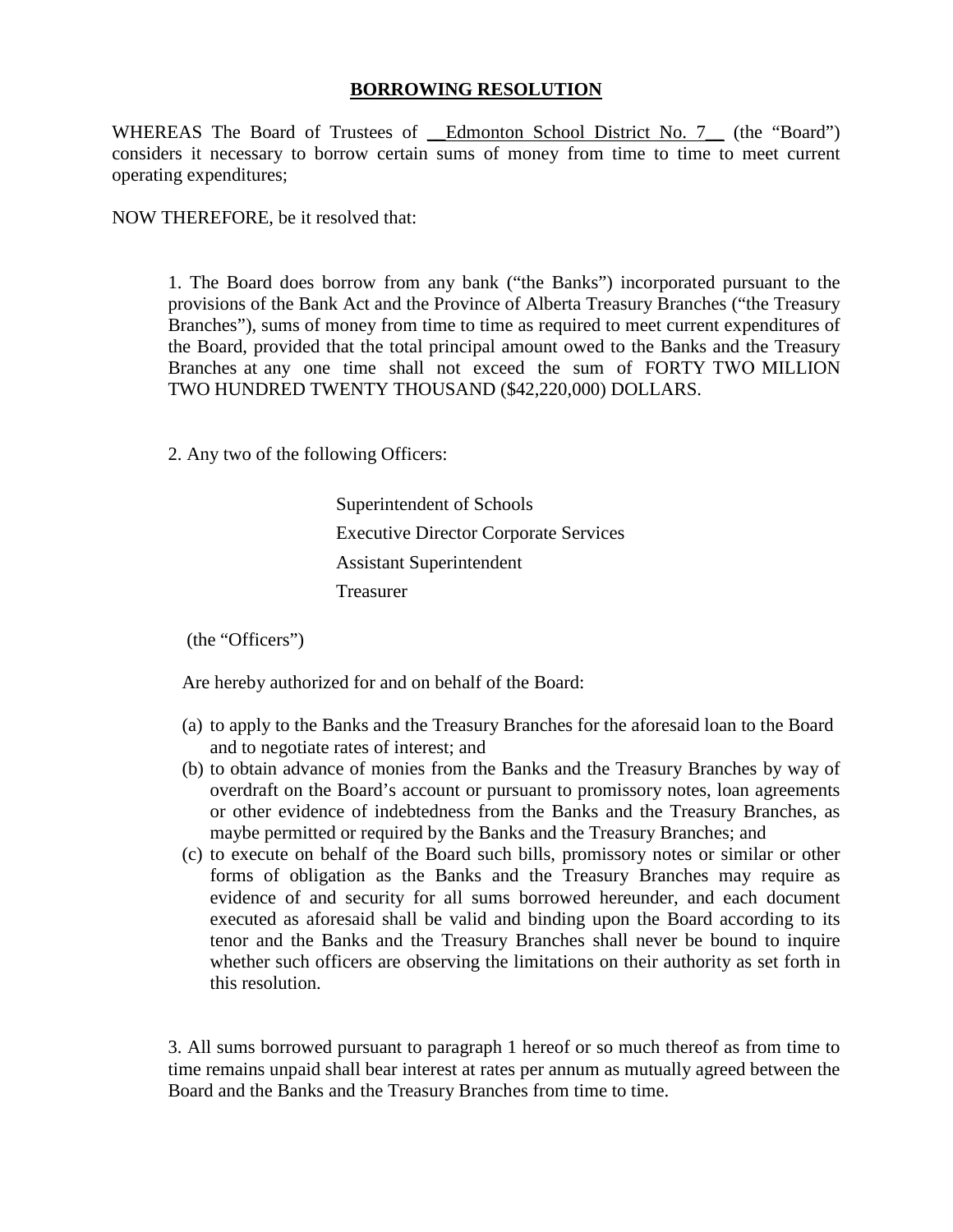**BORROWING RESOLUTION**

WHEREAS The Board of Trustees of __Edmonton School District No. 7__ (the "Board") considers it necessary to borrow certain sums of money from time to time to meet current operating expenditures;

NOW THEREFORE, be it resolved that:

1. The Board does borrow from any bank ("the Banks") incorporated pursuant to the provisions of the Bank Act and the Province of Alberta Treasury Branches ("the Treasury Branches"), sums of money from time to time as required to meet current expenditures of the Board, provided that the total principal amount owed to the Banks and the Treasury Branches at any one time shall not exceed the sum of FORTY TWO MILLION TWO HUNDRED TWENTY THOUSAND ($42,220,000) DOLLARS.

2. Any two of the following Officers:

Superintendent of Schools
Executive Director Corporate Services
Assistant Superintendent
Treasurer

(the "Officers")

Are hereby authorized for and on behalf of the Board:

(a) to apply to the Banks and the Treasury Branches for the aforesaid loan to the Board and to negotiate rates of interest; and
(b) to obtain advance of monies from the Banks and the Treasury Branches by way of overdraft on the Board's account or pursuant to promissory notes, loan agreements or other evidence of indebtedness from the Banks and the Treasury Branches, as maybe permitted or required by the Banks and the Treasury Branches; and
(c) to execute on behalf of the Board such bills, promissory notes or similar or other forms of obligation as the Banks and the Treasury Branches may require as evidence of and security for all sums borrowed hereunder, and each document executed as aforesaid shall be valid and binding upon the Board according to its tenor and the Banks and the Treasury Branches shall never be bound to inquire whether such officers are observing the limitations on their authority as set forth in this resolution.

3. All sums borrowed pursuant to paragraph 1 hereof or so much thereof as from time to time remains unpaid shall bear interest at rates per annum as mutually agreed between the Board and the Banks and the Treasury Branches from time to time.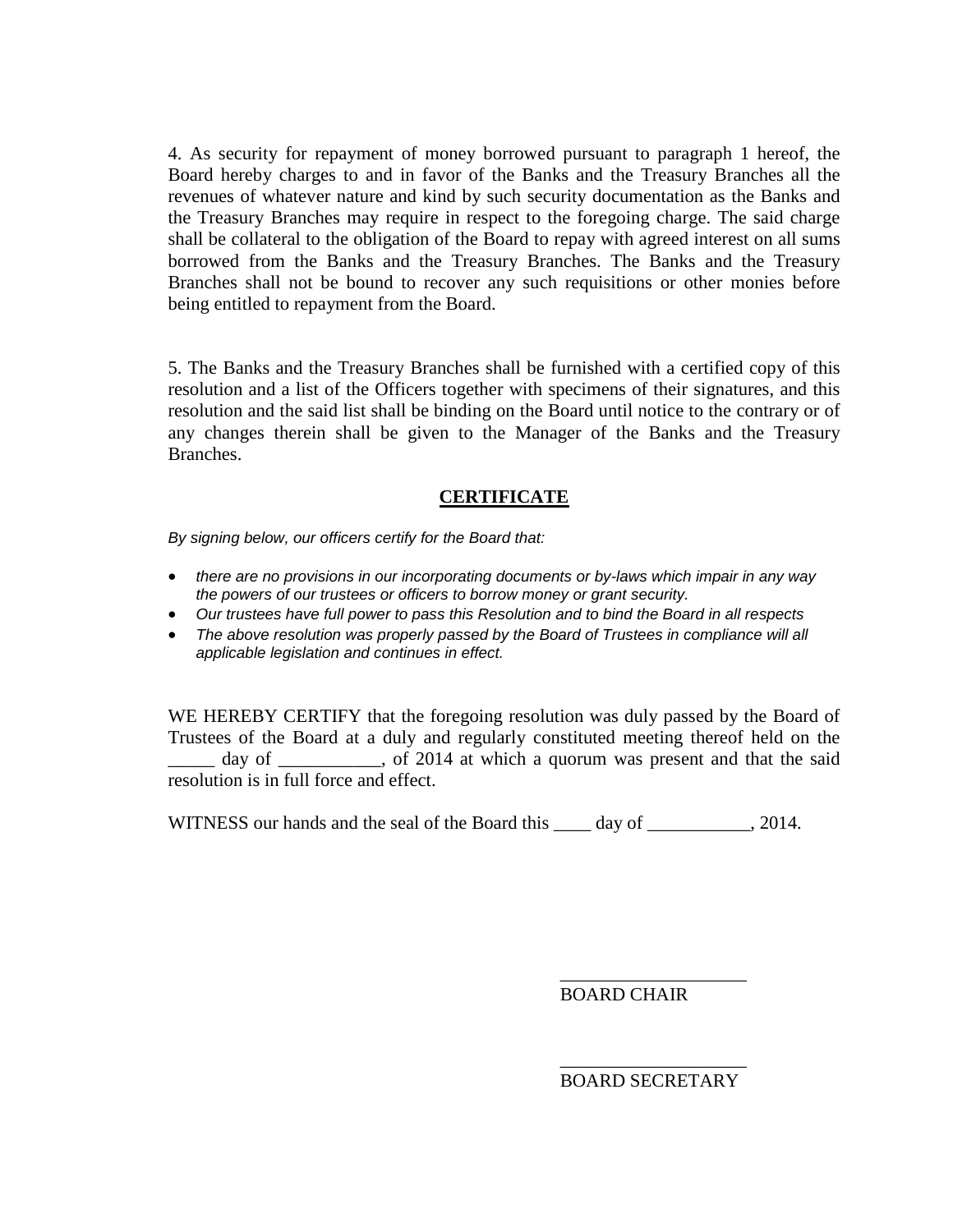4. As security for repayment of money borrowed pursuant to paragraph 1 hereof, the Board hereby charges to and in favor of the Banks and the Treasury Branches all the revenues of whatever nature and kind by such security documentation as the Banks and the Treasury Branches may require in respect to the foregoing charge. The said charge shall be collateral to the obligation of the Board to repay with agreed interest on all sums borrowed from the Banks and the Treasury Branches. The Banks and the Treasury Branches shall not be bound to recover any such requisitions or other monies before being entitled to repayment from the Board.

5. The Banks and the Treasury Branches shall be furnished with a certified copy of this resolution and a list of the Officers together with specimens of their signatures, and this resolution and the said list shall be binding on the Board until notice to the contrary or of any changes therein shall be given to the Manager of the Banks and the Treasury Branches.

## CERTIFICATE

*By signing below, our officers certify for the Board that:*

- *there are no provisions in our incorporating documents or by-laws which impair in any way the powers of our trustees or officers to borrow money or grant security.*
- *Our trustees have full power to pass this Resolution and to bind the Board in all respects*
- *The above resolution was properly passed by the Board of Trustees in compliance will all applicable legislation and continues in effect.*

WE HEREBY CERTIFY that the foregoing resolution was duly passed by the Board of Trustees of the Board at a duly and regularly constituted meeting thereof held on the _____ day of ___________, of 2014 at which a quorum was present and that the said resolution is in full force and effect.

WITNESS our hands and the seal of the Board this ____ day of ___________, 2014.

____________________
BOARD CHAIR

____________________
BOARD SECRETARY